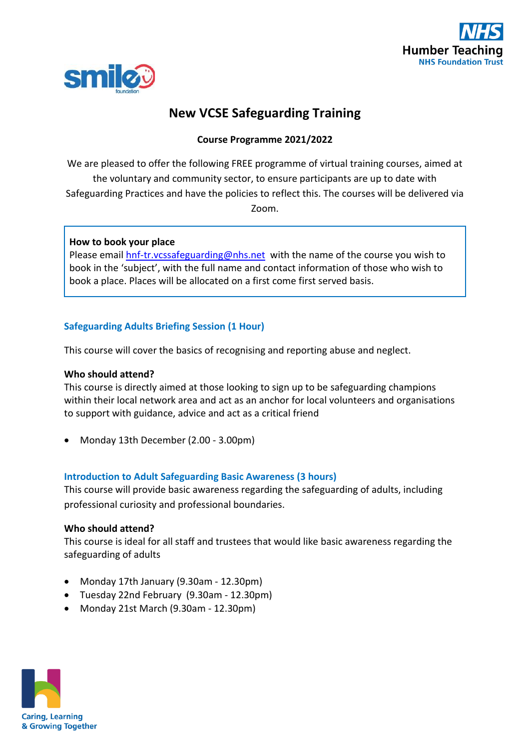# New VCSE Safeguarding Training

**Course Programme 2021/2022**

We are pleased to offer the following FREE programme of virtual training courses, aimed at the voluntary and community sector, to ensure participants are up to date with Safeguarding Practices and have the policies to reflect this. The courses will be delivered via Zoom.

**How to book your place**

Please email hnf-tr.vcssafeguarding@nhs.net with the name of the course you wish to book in the 'subject', with the full name and contact information of those who wish to book a place. Places will be allocated on a first come first served basis.

## Safeguarding Adults Briefing Session (1 Hour)

This course will cover the basics of recognising and reporting abuse and neglect.

**Who should attend?**

This course is directly aimed at those looking to sign up to be safeguarding champions within their local network area and act as an anchor for local volunteers and organisations to support with guidance, advice and act as a critical friend

- Monday 13th December (2.00 - 3.00pm)

## Introduction to Adult Safeguarding Basic Awareness (3 hours)

This course will provide basic awareness regarding the safeguarding of adults, including professional curiosity and professional boundaries.

**Who should attend?**

This course is ideal for all staff and trustees that would like basic awareness regarding the safeguarding of adults

- Monday 17th January (9.30am - 12.30pm)
- Tuesday 22nd February (9.30am - 12.30pm)
- Monday 21st March (9.30am - 12.30pm)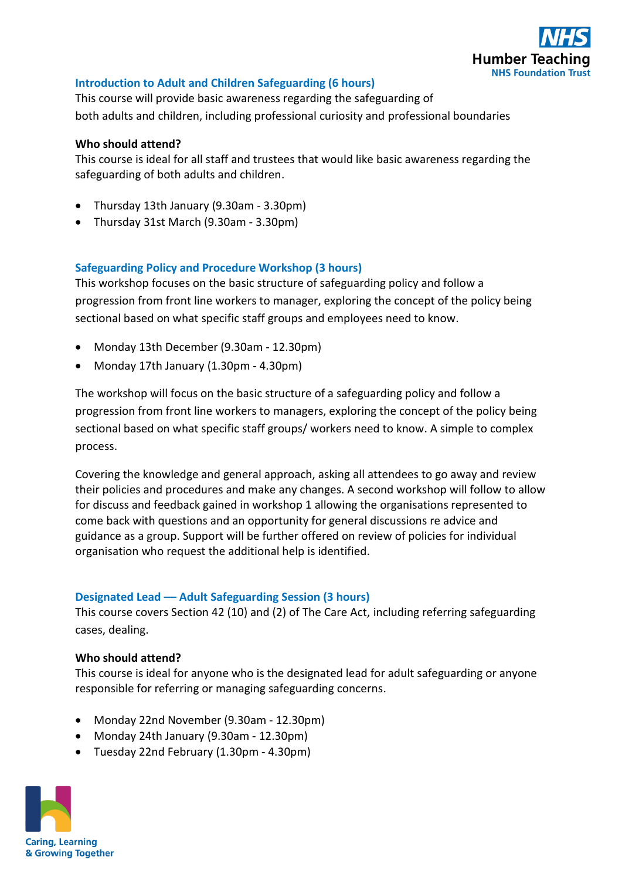### Introduction to Adult and Children Safeguarding (6 hours)

This course will provide basic awareness regarding the safeguarding of both adults and children, including professional curiosity and professional boundaries

**Who should attend?**

This course is ideal for all staff and trustees that would like basic awareness regarding the safeguarding of both adults and children.

- Thursday 13th January (9.30am - 3.30pm)
- Thursday 31st March (9.30am - 3.30pm)

### Safeguarding Policy and Procedure Workshop (3 hours)

This workshop focuses on the basic structure of safeguarding policy and follow a progression from front line workers to manager, exploring the concept of the policy being sectional based on what specific staff groups and employees need to know.

- Monday 13th December (9.30am - 12.30pm)
- Monday 17th January (1.30pm - 4.30pm)

The workshop will focus on the basic structure of a safeguarding policy and follow a progression from front line workers to managers, exploring the concept of the policy being sectional based on what specific staff groups/ workers need to know. A simple to complex process.

Covering the knowledge and general approach, asking all attendees to go away and review their policies and procedures and make any changes. A second workshop will follow to allow for discuss and feedback gained in workshop 1 allowing the organisations represented to come back with questions and an opportunity for general discussions re advice and guidance as a group. Support will be further offered on review of policies for individual organisation who request the additional help is identified.

### Designated Lead — Adult Safeguarding Session (3 hours)

This course covers Section 42 (10) and (2) of The Care Act, including referring safeguarding cases, dealing.

**Who should attend?**

This course is ideal for anyone who is the designated lead for adult safeguarding or anyone responsible for referring or managing safeguarding concerns.

- Monday 22nd November (9.30am - 12.30pm)
- Monday 24th January (9.30am - 12.30pm)
- Tuesday 22nd February (1.30pm - 4.30pm)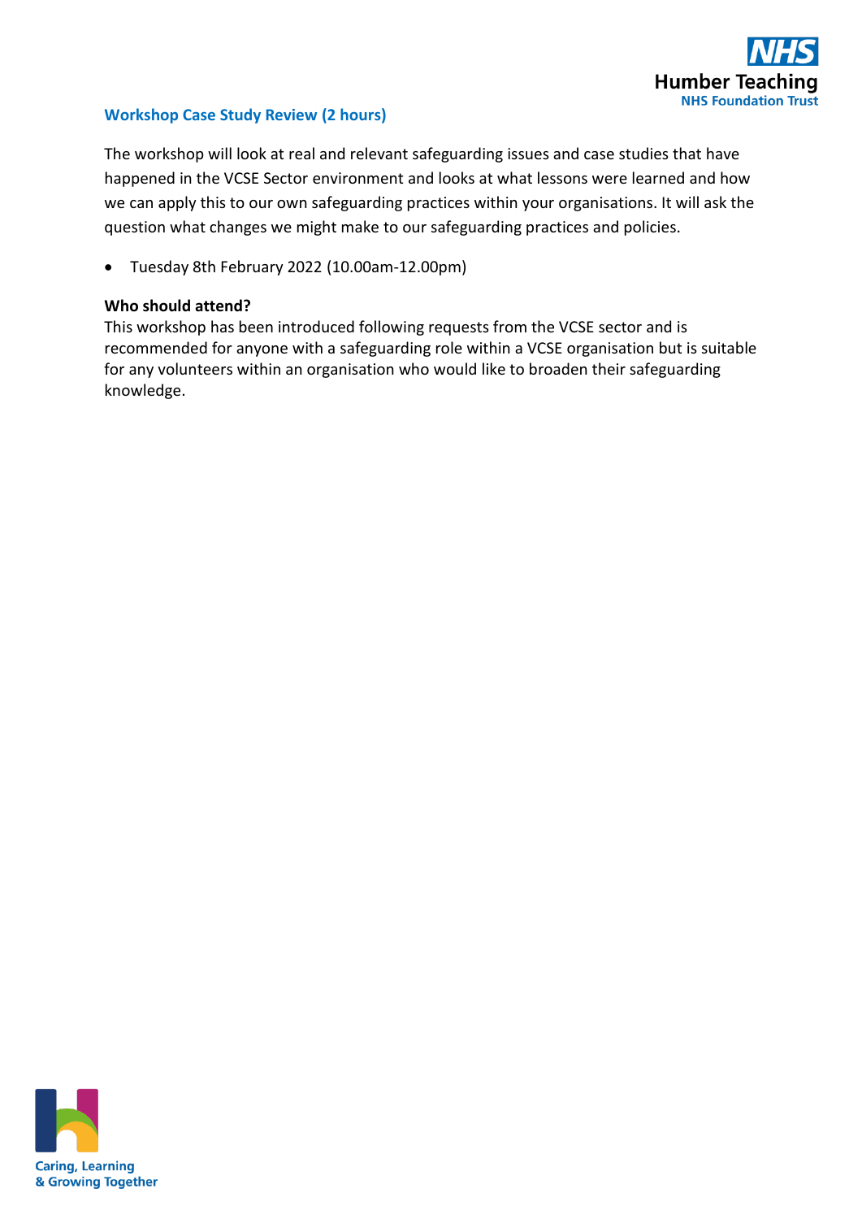### Workshop Case Study Review (2 hours)

The workshop will look at real and relevant safeguarding issues and case studies that have happened in the VCSE Sector environment and looks at what lessons were learned and how we can apply this to our own safeguarding practices within your organisations. It will ask the question what changes we might make to our safeguarding practices and policies.

- Tuesday 8th February 2022 (10.00am-12.00pm)

**Who should attend?**
This workshop has been introduced following requests from the VCSE sector and is recommended for anyone with a safeguarding role within a VCSE organisation but is suitable for any volunteers within an organisation who would like to broaden their safeguarding knowledge.